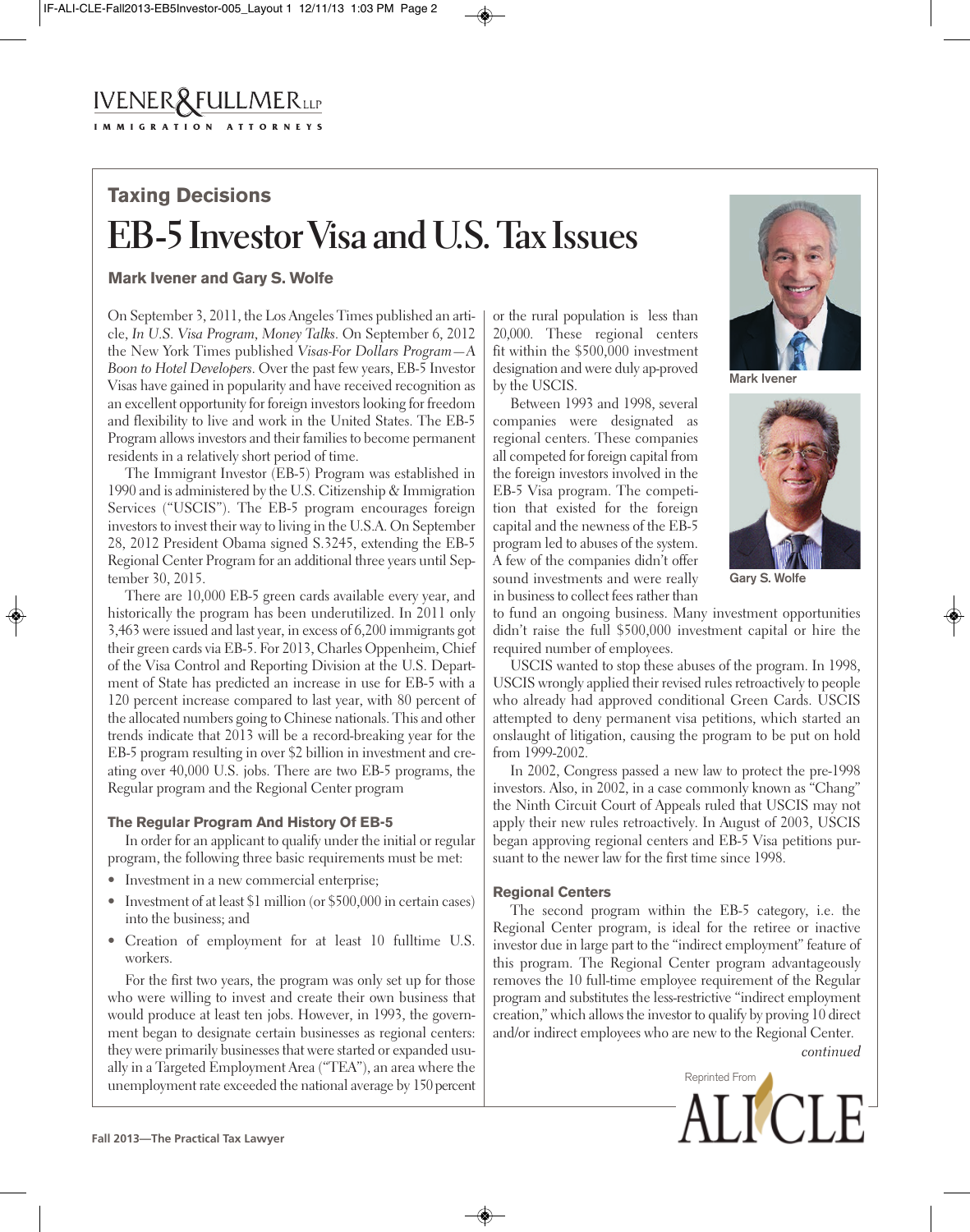IVENER & FULLMER LLP

IMMIGRATION ATTORNEYS

## Taxing Decisions

# EB-5 Investor Visa and U.S. Tax Issues

**Mark Ivener and Gary S. Wolfe**

On September 3, 2011, the Los Angeles Times published an article, *In U.S. Visa Program, Money Talks*. On September 6, 2012 the New York Times published *Visas-For Dollars Program—A Boon to Hotel Developers*. Over the past few years, EB-5 Investor Visas have gained in popularity and have received recognition as an excellent opportunity for foreign investors looking for freedom and flexibility to live and work in the United States. The EB-5 Program allows investors and their families to become permanent residents in a relatively short period of time.

The Immigrant Investor (EB-5) Program was established in 1990 and is administered by the U.S. Citizenship & Immigration Services ("USCIS"). The EB-5 program encourages foreign investors to invest their way to living in the U.S.A. On September 28, 2012 President Obama signed S.3245, extending the EB-5 Regional Center Program for an additional three years until September 30, 2015.

There are 10,000 EB-5 green cards available every year, and historically the program has been underutilized. In 2011 only 3,463 were issued and last year, in excess of 6,200 immigrants got their green cards via EB-5. For 2013, Charles Oppenheim, Chief of the Visa Control and Reporting Division at the U.S. Department of State has predicted an increase in use for EB-5 with a 120 percent increase compared to last year, with 80 percent of the allocated numbers going to Chinese nationals. This and other trends indicate that 2013 will be a record-breaking year for the EB-5 program resulting in over $2 billion in investment and creating over 40,000 U.S. jobs. There are two EB-5 programs, the Regular program and the Regional Center program

### The Regular Program And History Of EB-5

In order for an applicant to qualify under the initial or regular program, the following three basic requirements must be met:

- Investment in a new commercial enterprise;
- Investment of at least $1 million (or $500,000 in certain cases) into the business; and
- Creation of employment for at least 10 fulltime U.S. workers.

For the first two years, the program was only set up for those who were willing to invest and create their own business that would produce at least ten jobs. However, in 1993, the government began to designate certain businesses as regional centers: they were primarily businesses that were started or expanded usually in a Targeted Employment Area ("TEA"), an area where the unemployment rate exceeded the national average by 150 percent or the rural population is less than 20,000. These regional centers fit within the $500,000 investment designation and were duly ap-proved by the USCIS.

Mark Ivener

Gary S. Wolfe

Between 1993 and 1998, several companies were designated as regional centers. These companies all competed for foreign capital from the foreign investors involved in the EB-5 Visa program. The competition that existed for the foreign capital and the newness of the EB-5 program led to abuses of the system. A few of the companies didn't offer sound investments and were really in business to collect fees rather than to fund an ongoing business. Many investment opportunities didn't raise the full $500,000 investment capital or hire the required number of employees.

USCIS wanted to stop these abuses of the program. In 1998, USCIS wrongly applied their revised rules retroactively to people who already had approved conditional Green Cards. USCIS attempted to deny permanent visa petitions, which started an onslaught of litigation, causing the program to be put on hold from 1999-2002.

In 2002, Congress passed a new law to protect the pre-1998 investors. Also, in 2002, in a case commonly known as "Chang" the Ninth Circuit Court of Appeals ruled that USCIS may not apply their new rules retroactively. In August of 2003, USCIS began approving regional centers and EB-5 Visa petitions pursuant to the newer law for the first time since 1998.

### Regional Centers

The second program within the EB-5 category, i.e. the Regional Center program, is ideal for the retiree or inactive investor due in large part to the "indirect employment" feature of this program. The Regional Center program advantageously removes the 10 full-time employee requirement of the Regular program and substitutes the less-restrictive "indirect employment creation," which allows the investor to qualify by proving 10 direct and/or indirect employees who are new to the Regional Center.

*continued*

Reprinted From ALI CLE

Fall 2013—The Practical Tax Lawyer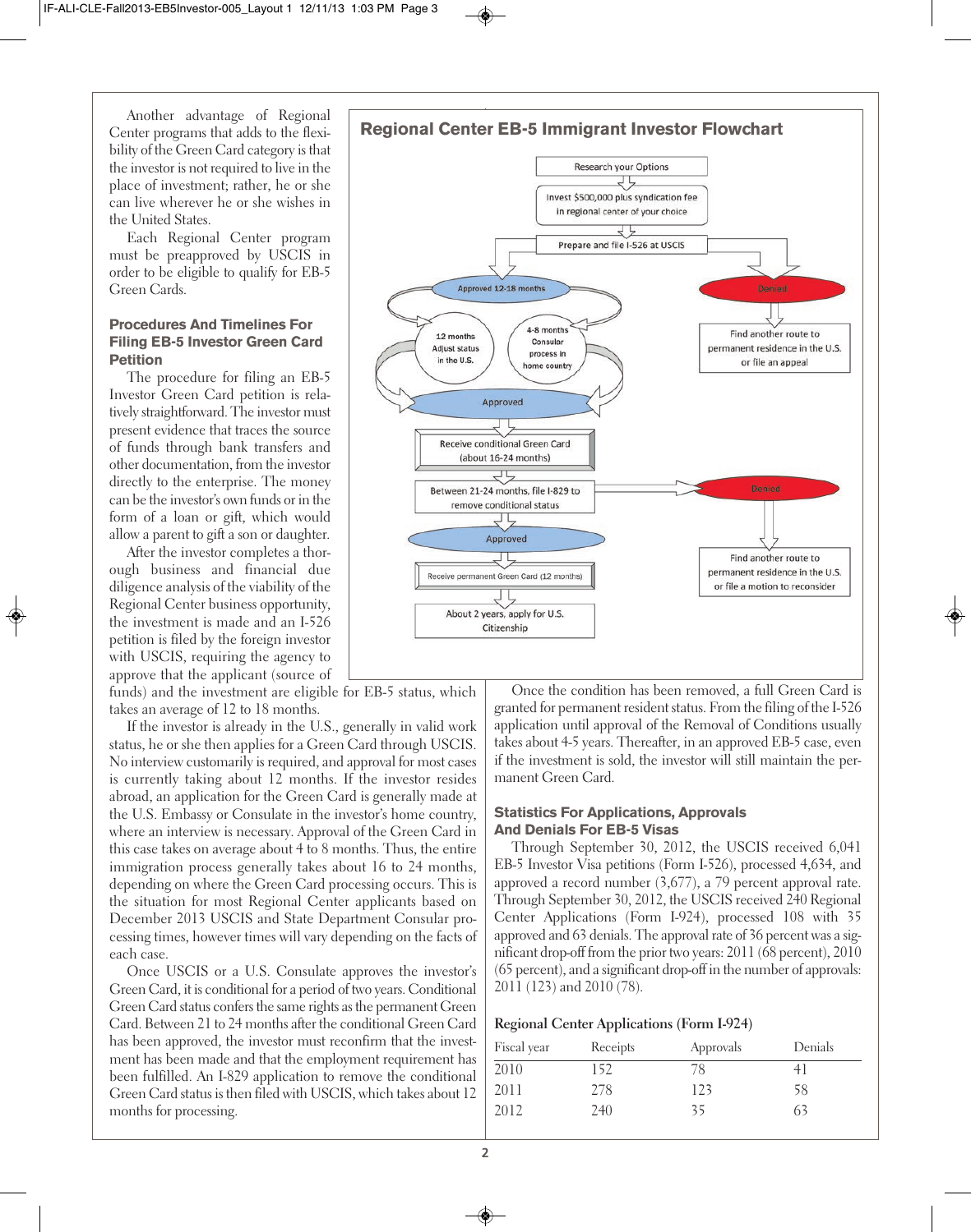Another advantage of Regional Center programs that adds to the flexibility of the Green Card category is that the investor is not required to live in the place of investment; rather, he or she can live wherever he or she wishes in the United States.

Each Regional Center program must be preapproved by USCIS in order to be eligible to qualify for EB-5 Green Cards.

### Procedures And Timelines For Filing EB-5 Investor Green Card Petition

The procedure for filing an EB-5 Investor Green Card petition is relatively straightforward. The investor must present evidence that traces the source of funds through bank transfers and other documentation, from the investor directly to the enterprise. The money can be the investor's own funds or in the form of a loan or gift, which would allow a parent to gift a son or daughter.

After the investor completes a thorough business and financial due diligence analysis of the viability of the Regional Center business opportunity, the investment is made and an I-526 petition is filed by the foreign investor with USCIS, requiring the agency to approve that the applicant (source of funds) and the investment are eligible for EB-5 status, which takes an average of 12 to 18 months.

If the investor is already in the U.S., generally in valid work status, he or she then applies for a Green Card through USCIS. No interview customarily is required, and approval for most cases is currently taking about 12 months. If the investor resides abroad, an application for the Green Card is generally made at the U.S. Embassy or Consulate in the investor's home country, where an interview is necessary. Approval of the Green Card in this case takes on average about 4 to 8 months. Thus, the entire immigration process generally takes about 16 to 24 months, depending on where the Green Card processing occurs. This is the situation for most Regional Center applicants based on December 2013 USCIS and State Department Consular processing times, however times will vary depending on the facts of each case.

Once USCIS or a U.S. Consulate approves the investor's Green Card, it is conditional for a period of two years. Conditional Green Card status confers the same rights as the permanent Green Card. Between 21 to 24 months after the conditional Green Card has been approved, the investor must reconfirm that the investment has been made and that the employment requirement has been fulfilled. An I-829 application to remove the conditional Green Card status is then filed with USCIS, which takes about 12 months for processing.

**Regional Center EB-5 Immigrant Investor Flowchart**

Research your Options

Invest $500,000 plus syndication fee in regional center of your choice

Prepare and file I-526 at USCIS

Approved 12-18 months

Denied

Find another route to permanent residence in the U.S. or file an appeal

12 months Adjust status in the U.S.

4-8 months Consular process in home country

Approved

Receive conditional Green Card (about 16-24 months)

Between 21-24 months, file I-829 to remove conditional status

Denied

Find another route to permanent residence in the U.S. or file a motion to reconsider

Approved

Receive permanent Green Card (12 months)

About 2 years, apply for U.S. Citizenship

Once the condition has been removed, a full Green Card is granted for permanent resident status. From the filing of the I-526 application until approval of the Removal of Conditions usually takes about 4-5 years. Thereafter, in an approved EB-5 case, even if the investment is sold, the investor will still maintain the permanent Green Card.

### Statistics For Applications, Approvals And Denials For EB-5 Visas

Through September 30, 2012, the USCIS received 6,041 EB-5 Investor Visa petitions (Form I-526), processed 4,634, and approved a record number (3,677), a 79 percent approval rate. Through September 30, 2012, the USCIS received 240 Regional Center Applications (Form I-924), processed 108 with 35 approved and 63 denials. The approval rate of 36 percent was a significant drop-off from the prior two years: 2011 (68 percent), 2010 (65 percent), and a significant drop-off in the number of approvals: 2011 (123) and 2010 (78).

**Regional Center Applications (Form I-924)**

| Fiscal year | Receipts | Approvals | Denials |
|---|---|---|---|
| 2010 | 152 | 78 | 41 |
| 2011 | 278 | 123 | 58 |
| 2012 | 240 | 35 | 63 |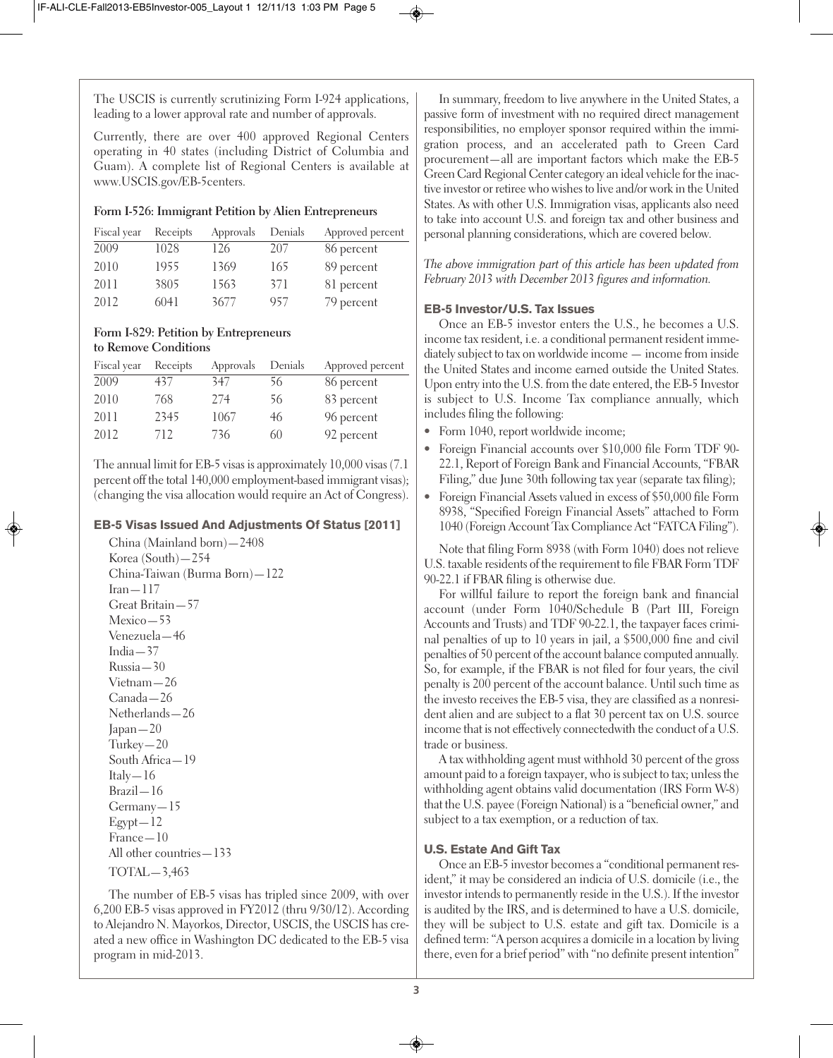The USCIS is currently scrutinizing Form I-924 applications, leading to a lower approval rate and number of approvals.

Currently, there are over 400 approved Regional Centers operating in 40 states (including District of Columbia and Guam). A complete list of Regional Centers is available at www.USCIS.gov/EB-5centers.

**Form I-526: Immigrant Petition by Alien Entrepreneurs**

| Fiscal year | Receipts | Approvals | Denials | Approved percent |
|---|---|---|---|---|
| 2009 | 1028 | 126 | 207 | 86 percent |
| 2010 | 1955 | 1369 | 165 | 89 percent |
| 2011 | 3805 | 1563 | 371 | 81 percent |
| 2012 | 6041 | 3677 | 957 | 79 percent |

**Form I-829: Petition by Entrepreneurs to Remove Conditions**

| Fiscal year | Receipts | Approvals | Denials | Approved percent |
|---|---|---|---|---|
| 2009 | 437 | 347 | 56 | 86 percent |
| 2010 | 768 | 274 | 56 | 83 percent |
| 2011 | 2345 | 1067 | 46 | 96 percent |
| 2012 | 712 | 736 | 60 | 92 percent |

The annual limit for EB-5 visas is approximately 10,000 visas (7.1 percent off the total 140,000 employment-based immigrant visas); (changing the visa allocation would require an Act of Congress).

### EB-5 Visas Issued And Adjustments Of Status [2011]

China (Mainland born)—2408
Korea (South)—254
China-Taiwan (Burma Born)—122
Iran—117
Great Britain—57
Mexico—53
Venezuela—46
India—37
Russia—30
Vietnam—26
Canada—26
Netherlands—26
Japan—20
Turkey—20
South Africa—19
Italy—16
Brazil—16
Germany—15
Egypt—12
France—10
All other countries—133
TOTAL—3,463

The number of EB-5 visas has tripled since 2009, with over 6,200 EB-5 visas approved in FY2012 (thru 9/30/12). According to Alejandro N. Mayorkos, Director, USCIS, the USCIS has created a new office in Washington DC dedicated to the EB-5 visa program in mid-2013.

In summary, freedom to live anywhere in the United States, a passive form of investment with no required direct management responsibilities, no employer sponsor required within the immigration process, and an accelerated path to Green Card procurement—all are important factors which make the EB-5 Green Card Regional Center category an ideal vehicle for the inactive investor or retiree who wishes to live and/or work in the United States. As with other U.S. Immigration visas, applicants also need to take into account U.S. and foreign tax and other business and personal planning considerations, which are covered below.

*The above immigration part of this article has been updated from February 2013 with December 2013 figures and information.*

### EB-5 Investor/U.S. Tax Issues

Once an EB-5 investor enters the U.S., he becomes a U.S. income tax resident, i.e. a conditional permanent resident immediately subject to tax on worldwide income — income from inside the United States and income earned outside the United States. Upon entry into the U.S. from the date entered, the EB-5 Investor is subject to U.S. Income Tax compliance annually, which includes filing the following:

- Form 1040, report worldwide income;
- Foreign Financial accounts over $10,000 file Form TDF 90-22.1, Report of Foreign Bank and Financial Accounts, "FBAR Filing," due June 30th following tax year (separate tax filing);
- Foreign Financial Assets valued in excess of $50,000 file Form 8938, "Specified Foreign Financial Assets" attached to Form 1040 (Foreign Account Tax Compliance Act "FATCA Filing").

Note that filing Form 8938 (with Form 1040) does not relieve U.S. taxable residents of the requirement to file FBAR Form TDF 90-22.1 if FBAR filing is otherwise due.

For willful failure to report the foreign bank and financial account (under Form 1040/Schedule B (Part III, Foreign Accounts and Trusts) and TDF 90-22.1, the taxpayer faces criminal penalties of up to 10 years in jail, a $500,000 fine and civil penalties of 50 percent of the account balance computed annually. So, for example, if the FBAR is not filed for four years, the civil penalty is 200 percent of the account balance. Until such time as the investo receives the EB-5 visa, they are classified as a nonresident alien and are subject to a flat 30 percent tax on U.S. source income that is not effectively connectedwith the conduct of a U.S. trade or business.

A tax withholding agent must withhold 30 percent of the gross amount paid to a foreign taxpayer, who is subject to tax; unless the withholding agent obtains valid documentation (IRS Form W-8) that the U.S. payee (Foreign National) is a "beneficial owner," and subject to a tax exemption, or a reduction of tax.

### U.S. Estate And Gift Tax

Once an EB-5 investor becomes a "conditional permanent resident," it may be considered an indicia of U.S. domicile (i.e., the investor intends to permanently reside in the U.S.). If the investor is audited by the IRS, and is determined to have a U.S. domicile, they will be subject to U.S. estate and gift tax. Domicile is a defined term: "A person acquires a domicile in a location by living there, even for a brief period" with "no definite present intention"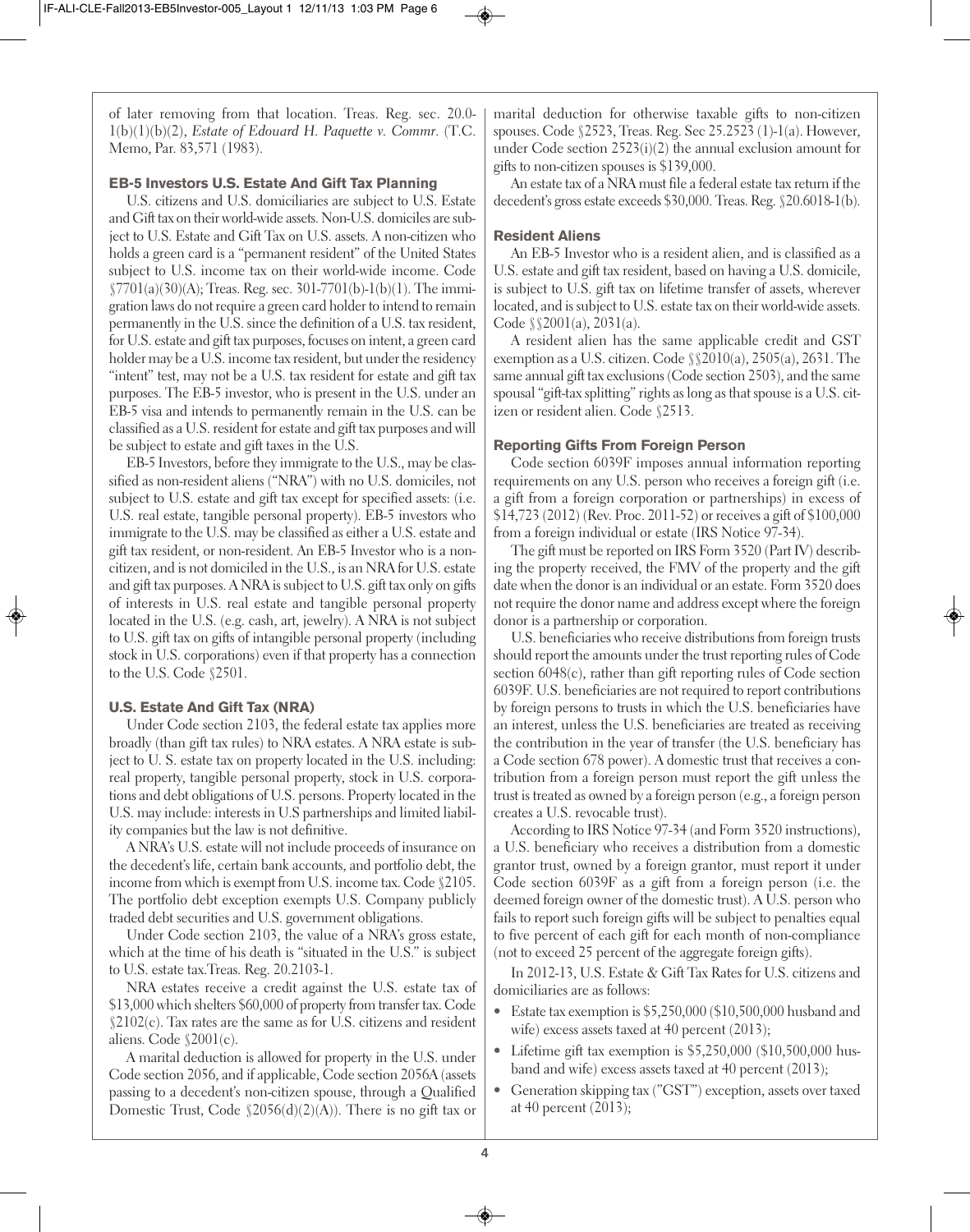of later removing from that location. Treas. Reg. sec. 20.0-1(b)(1)(b)(2), *Estate of Edouard H. Paquette v. Commr.* (T.C. Memo, Par. 83,571 (1983).

### EB-5 Investors U.S. Estate And Gift Tax Planning

U.S. citizens and U.S. domiciliaries are subject to U.S. Estate and Gift tax on their world-wide assets. Non-U.S. domiciles are subject to U.S. Estate and Gift Tax on U.S. assets. A non-citizen who holds a green card is a "permanent resident" of the United States subject to U.S. income tax on their world-wide income. Code §7701(a)(30)(A); Treas. Reg. sec. 301-7701(b)-1(b)(1). The immigration laws do not require a green card holder to intend to remain permanently in the U.S. since the definition of a U.S. tax resident, for U.S. estate and gift tax purposes, focuses on intent, a green card holder may be a U.S. income tax resident, but under the residency "intent" test, may not be a U.S. tax resident for estate and gift tax purposes. The EB-5 investor, who is present in the U.S. under an EB-5 visa and intends to permanently remain in the U.S. can be classified as a U.S. resident for estate and gift tax purposes and will be subject to estate and gift taxes in the U.S.

EB-5 Investors, before they immigrate to the U.S., may be classified as non-resident aliens ("NRA") with no U.S. domiciles, not subject to U.S. estate and gift tax except for specified assets: (i.e. U.S. real estate, tangible personal property). EB-5 investors who immigrate to the U.S. may be classified as either a U.S. estate and gift tax resident, or non-resident. An EB-5 Investor who is a non-citizen, and is not domiciled in the U.S., is an NRA for U.S. estate and gift tax purposes. A NRA is subject to U.S. gift tax only on gifts of interests in U.S. real estate and tangible personal property located in the U.S. (e.g. cash, art, jewelry). A NRA is not subject to U.S. gift tax on gifts of intangible personal property (including stock in U.S. corporations) even if that property has a connection to the U.S. Code §2501.

### U.S. Estate And Gift Tax (NRA)

Under Code section 2103, the federal estate tax applies more broadly (than gift tax rules) to NRA estates. A NRA estate is subject to U. S. estate tax on property located in the U.S. including: real property, tangible personal property, stock in U.S. corporations and debt obligations of U.S. persons. Property located in the U.S. may include: interests in U.S partnerships and limited liability companies but the law is not definitive.

A NRA's U.S. estate will not include proceeds of insurance on the decedent's life, certain bank accounts, and portfolio debt, the income from which is exempt from U.S. income tax. Code §2105. The portfolio debt exception exempts U.S. Company publicly traded debt securities and U.S. government obligations.

Under Code section 2103, the value of a NRA's gross estate, which at the time of his death is "situated in the U.S." is subject to U.S. estate tax.Treas. Reg. 20.2103-1.

NRA estates receive a credit against the U.S. estate tax of $13,000 which shelters $60,000 of property from transfer tax. Code §2102(c). Tax rates are the same as for U.S. citizens and resident aliens. Code §2001(c).

A marital deduction is allowed for property in the U.S. under Code section 2056, and if applicable, Code section 2056A (assets passing to a decedent's non-citizen spouse, through a Qualified Domestic Trust, Code §2056(d)(2)(A)). There is no gift tax or marital deduction for otherwise taxable gifts to non-citizen spouses. Code §2523, Treas. Reg. Sec 25.2523 (1)-1(a). However, under Code section 2523(i)(2) the annual exclusion amount for gifts to non-citizen spouses is $139,000.

An estate tax of a NRA must file a federal estate tax return if the decedent's gross estate exceeds $30,000. Treas. Reg. §20.6018-1(b).

### Resident Aliens

An EB-5 Investor who is a resident alien, and is classified as a U.S. estate and gift tax resident, based on having a U.S. domicile, is subject to U.S. gift tax on lifetime transfer of assets, wherever located, and is subject to U.S. estate tax on their world-wide assets. Code §§2001(a), 2031(a).

A resident alien has the same applicable credit and GST exemption as a U.S. citizen. Code §§2010(a), 2505(a), 2631. The same annual gift tax exclusions (Code section 2503), and the same spousal "gift-tax splitting" rights as long as that spouse is a U.S. citizen or resident alien. Code §2513.

### Reporting Gifts From Foreign Person

Code section 6039F imposes annual information reporting requirements on any U.S. person who receives a foreign gift (i.e. a gift from a foreign corporation or partnerships) in excess of $14,723 (2012) (Rev. Proc. 2011-52) or receives a gift of $100,000 from a foreign individual or estate (IRS Notice 97-34).

The gift must be reported on IRS Form 3520 (Part IV) describing the property received, the FMV of the property and the gift date when the donor is an individual or an estate. Form 3520 does not require the donor name and address except where the foreign donor is a partnership or corporation.

U.S. beneficiaries who receive distributions from foreign trusts should report the amounts under the trust reporting rules of Code section 6048(c), rather than gift reporting rules of Code section 6039F. U.S. beneficiaries are not required to report contributions by foreign persons to trusts in which the U.S. beneficiaries have an interest, unless the U.S. beneficiaries are treated as receiving the contribution in the year of transfer (the U.S. beneficiary has a Code section 678 power). A domestic trust that receives a contribution from a foreign person must report the gift unless the trust is treated as owned by a foreign person (e.g., a foreign person creates a U.S. revocable trust).

According to IRS Notice 97-34 (and Form 3520 instructions), a U.S. beneficiary who receives a distribution from a domestic grantor trust, owned by a foreign grantor, must report it under Code section 6039F as a gift from a foreign person (i.e. the deemed foreign owner of the domestic trust). A U.S. person who fails to report such foreign gifts will be subject to penalties equal to five percent of each gift for each month of non-compliance (not to exceed 25 percent of the aggregate foreign gifts).

In 2012-13, U.S. Estate & Gift Tax Rates for U.S. citizens and domiciliaries are as follows:

- Estate tax exemption is $5,250,000 ($10,500,000 husband and wife) excess assets taxed at 40 percent (2013);
- Lifetime gift tax exemption is $5,250,000 ($10,500,000 husband and wife) excess assets taxed at 40 percent (2013);
- Generation skipping tax ("GST") exception, assets over taxed at 40 percent (2013);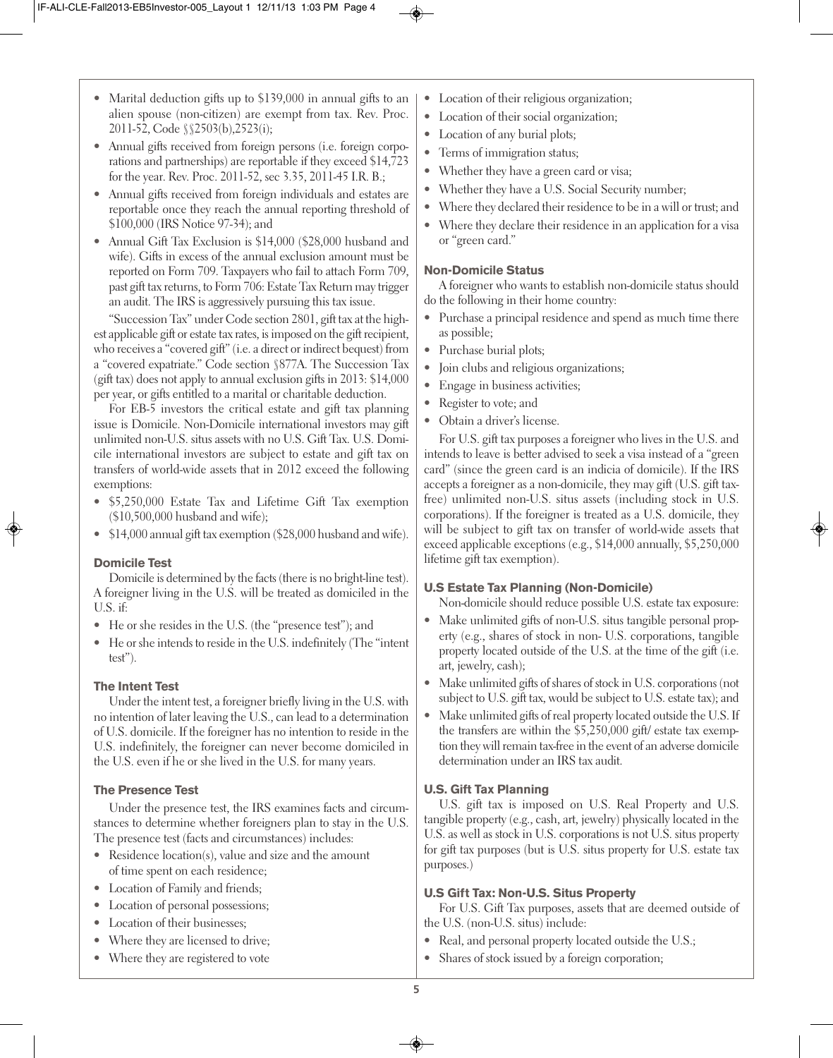- Marital deduction gifts up to $139,000 in annual gifts to an alien spouse (non-citizen) are exempt from tax. Rev. Proc. 2011-52, Code §§2503(b),2523(i);
- Annual gifts received from foreign persons (i.e. foreign corporations and partnerships) are reportable if they exceed $14,723 for the year. Rev. Proc. 2011-52, sec 3.35, 2011-45 I.R. B.;
- Annual gifts received from foreign individuals and estates are reportable once they reach the annual reporting threshold of $100,000 (IRS Notice 97-34); and
- Annual Gift Tax Exclusion is $14,000 ($28,000 husband and wife). Gifts in excess of the annual exclusion amount must be reported on Form 709. Taxpayers who fail to attach Form 709, past gift tax returns, to Form 706: Estate Tax Return may trigger an audit. The IRS is aggressively pursuing this tax issue.

"Succession Tax" under Code section 2801, gift tax at the highest applicable gift or estate tax rates, is imposed on the gift recipient, who receives a "covered gift" (i.e. a direct or indirect bequest) from a "covered expatriate." Code section §877A. The Succession Tax (gift tax) does not apply to annual exclusion gifts in 2013: $14,000 per year, or gifts entitled to a marital or charitable deduction.

For EB-5 investors the critical estate and gift tax planning issue is Domicile. Non-Domicile international investors may gift unlimited non-U.S. situs assets with no U.S. Gift Tax. U.S. Domicile international investors are subject to estate and gift tax on transfers of world-wide assets that in 2012 exceed the following exemptions:

- $5,250,000 Estate Tax and Lifetime Gift Tax exemption ($10,500,000 husband and wife);
- $14,000 annual gift tax exemption ($28,000 husband and wife).

### Domicile Test

Domicile is determined by the facts (there is no bright-line test). A foreigner living in the U.S. will be treated as domiciled in the U.S. if:

- He or she resides in the U.S. (the "presence test"); and
- He or she intends to reside in the U.S. indefinitely (The "intent test").

### The Intent Test

Under the intent test, a foreigner briefly living in the U.S. with no intention of later leaving the U.S., can lead to a determination of U.S. domicile. If the foreigner has no intention to reside in the U.S. indefinitely, the foreigner can never become domiciled in the U.S. even if he or she lived in the U.S. for many years.

### The Presence Test

Under the presence test, the IRS examines facts and circumstances to determine whether foreigners plan to stay in the U.S. The presence test (facts and circumstances) includes:

- Residence location(s), value and size and the amount of time spent on each residence;
- Location of Family and friends;
- Location of personal possessions;
- Location of their businesses;
- Where they are licensed to drive;
- Where they are registered to vote
- Location of their religious organization;
- Location of their social organization;
- Location of any burial plots;
- Terms of immigration status;
- Whether they have a green card or visa;
- Whether they have a U.S. Social Security number;
- Where they declared their residence to be in a will or trust; and
- Where they declare their residence in an application for a visa or "green card."

### Non-Domicile Status

A foreigner who wants to establish non-domicile status should do the following in their home country:

- Purchase a principal residence and spend as much time there as possible;
- Purchase burial plots;
- Join clubs and religious organizations;
- Engage in business activities;
- Register to vote; and
- Obtain a driver's license.

For U.S. gift tax purposes a foreigner who lives in the U.S. and intends to leave is better advised to seek a visa instead of a "green card" (since the green card is an indicia of domicile). If the IRS accepts a foreigner as a non-domicile, they may gift (U.S. gift tax-free) unlimited non-U.S. situs assets (including stock in U.S. corporations). If the foreigner is treated as a U.S. domicile, they will be subject to gift tax on transfer of world-wide assets that exceed applicable exceptions (e.g., $14,000 annually, $5,250,000 lifetime gift tax exemption).

### U.S Estate Tax Planning (Non-Domicile)

Non-domicile should reduce possible U.S. estate tax exposure:

- Make unlimited gifts of non-U.S. situs tangible personal property (e.g., shares of stock in non- U.S. corporations, tangible property located outside of the U.S. at the time of the gift (i.e. art, jewelry, cash);
- Make unlimited gifts of shares of stock in U.S. corporations (not subject to U.S. gift tax, would be subject to U.S. estate tax); and
- Make unlimited gifts of real property located outside the U.S. If the transfers are within the $5,250,000 gift/ estate tax exemption they will remain tax-free in the event of an adverse domicile determination under an IRS tax audit.

### U.S. Gift Tax Planning

U.S. gift tax is imposed on U.S. Real Property and U.S. tangible property (e.g., cash, art, jewelry) physically located in the U.S. as well as stock in U.S. corporations is not U.S. situs property for gift tax purposes (but is U.S. situs property for U.S. estate tax purposes.)

### U.S Gift Tax: Non-U.S. Situs Property

For U.S. Gift Tax purposes, assets that are deemed outside of the U.S. (non-U.S. situs) include:

- Real, and personal property located outside the U.S.;
- Shares of stock issued by a foreign corporation;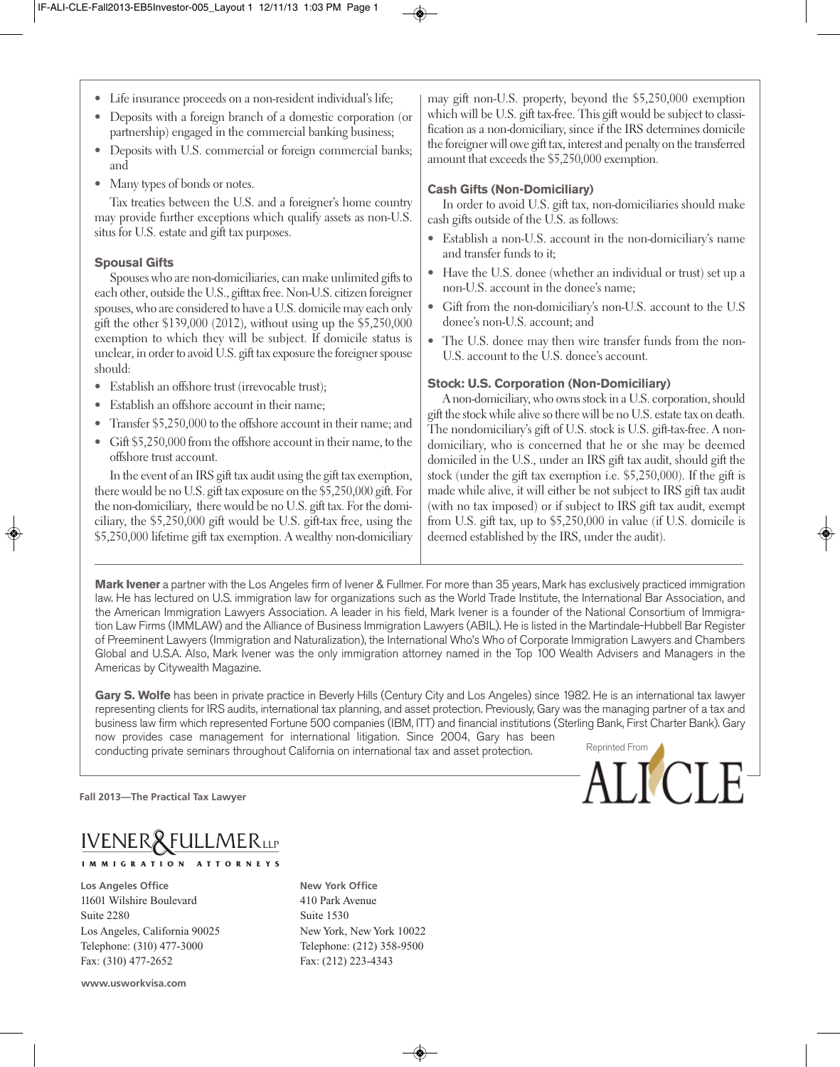- Life insurance proceeds on a non-resident individual's life;
- Deposits with a foreign branch of a domestic corporation (or partnership) engaged in the commercial banking business;
- Deposits with U.S. commercial or foreign commercial banks; and
- Many types of bonds or notes.

Tax treaties between the U.S. and a foreigner's home country may provide further exceptions which qualify assets as non-U.S. situs for U.S. estate and gift tax purposes.

### Spousal Gifts

Spouses who are non-domiciliaries, can make unlimited gifts to each other, outside the U.S., gifttax free. Non-U.S. citizen foreigner spouses, who are considered to have a U.S. domicile may each only gift the other $139,000 (2012), without using up the $5,250,000 exemption to which they will be subject. If domicile status is unclear, in order to avoid U.S. gift tax exposure the foreigner spouse should:

- Establish an offshore trust (irrevocable trust);
- Establish an offshore account in their name;
- Transfer $5,250,000 to the offshore account in their name; and
- Gift $5,250,000 from the offshore account in their name, to the offshore trust account.

In the event of an IRS gift tax audit using the gift tax exemption, there would be no U.S. gift tax exposure on the $5,250,000 gift. For the non-domiciliary, there would be no U.S. gift tax. For the domiciliary, the $5,250,000 gift would be U.S. gift-tax free, using the $5,250,000 lifetime gift tax exemption. A wealthy non-domiciliary may gift non-U.S. property, beyond the $5,250,000 exemption which will be U.S. gift tax-free. This gift would be subject to classification as a non-domiciliary, since if the IRS determines domicile the foreigner will owe gift tax, interest and penalty on the transferred amount that exceeds the $5,250,000 exemption.

### Cash Gifts (Non-Domiciliary)

In order to avoid U.S. gift tax, non-domiciliaries should make cash gifts outside of the U.S. as follows:

- Establish a non-U.S. account in the non-domiciliary's name and transfer funds to it;
- Have the U.S. donee (whether an individual or trust) set up a non-U.S. account in the donee's name;
- Gift from the non-domiciliary's non-U.S. account to the U.S donee's non-U.S. account; and
- The U.S. donee may then wire transfer funds from the non-U.S. account to the U.S. donee's account.

### Stock: U.S. Corporation (Non-Domiciliary)

A non-domiciliary, who owns stock in a U.S. corporation, should gift the stock while alive so there will be no U.S. estate tax on death. The nondomiciliary's gift of U.S. stock is U.S. gift-tax-free. A non-domiciliary, who is concerned that he or she may be deemed domiciled in the U.S., under an IRS gift tax audit, should gift the stock (under the gift tax exemption i.e. $5,250,000). If the gift is made while alive, it will either be not subject to IRS gift tax audit (with no tax imposed) or if subject to IRS gift tax audit, exempt from U.S. gift tax, up to $5,250,000 in value (if U.S. domicile is deemed established by the IRS, under the audit).

---

**Mark Ivener** a partner with the Los Angeles firm of Ivener & Fullmer. For more than 35 years, Mark has exclusively practiced immigration law. He has lectured on U.S. immigration law for organizations such as the World Trade Institute, the International Bar Association, and the American Immigration Lawyers Association. A leader in his field, Mark Ivener is a founder of the National Consortium of Immigration Law Firms (IMMLAW) and the Alliance of Business Immigration Lawyers (ABIL). He is listed in the Martindale-Hubbell Bar Register of Preeminent Lawyers (Immigration and Naturalization), the International Who's Who of Corporate Immigration Lawyers and Chambers Global and U.S.A. Also, Mark Ivener was the only immigration attorney named in the Top 100 Wealth Advisers and Managers in the Americas by Citywealth Magazine.

**Gary S. Wolfe** has been in private practice in Beverly Hills (Century City and Los Angeles) since 1982. He is an international tax lawyer representing clients for IRS audits, international tax planning, and asset protection. Previously, Gary was the managing partner of a tax and business law firm which represented Fortune 500 companies (IBM, ITT) and financial institutions (Sterling Bank, First Charter Bank). Gary now provides case management for international litigation. Since 2004, Gary has been conducting private seminars throughout California on international tax and asset protection.

Reprinted From ALI CLE

**Fall 2013—The Practical Tax Lawyer**

IVENER & FULLMER LLP
IMMIGRATION ATTORNEYS

**Los Angeles Office**
11601 Wilshire Boulevard
Suite 2280
Los Angeles, California 90025
Telephone: (310) 477-3000
Fax: (310) 477-2652

**New York Office**
410 Park Avenue
Suite 1530
New York, New York 10022
Telephone: (212) 358-9500
Fax: (212) 223-4343

**www.usworkvisa.com**